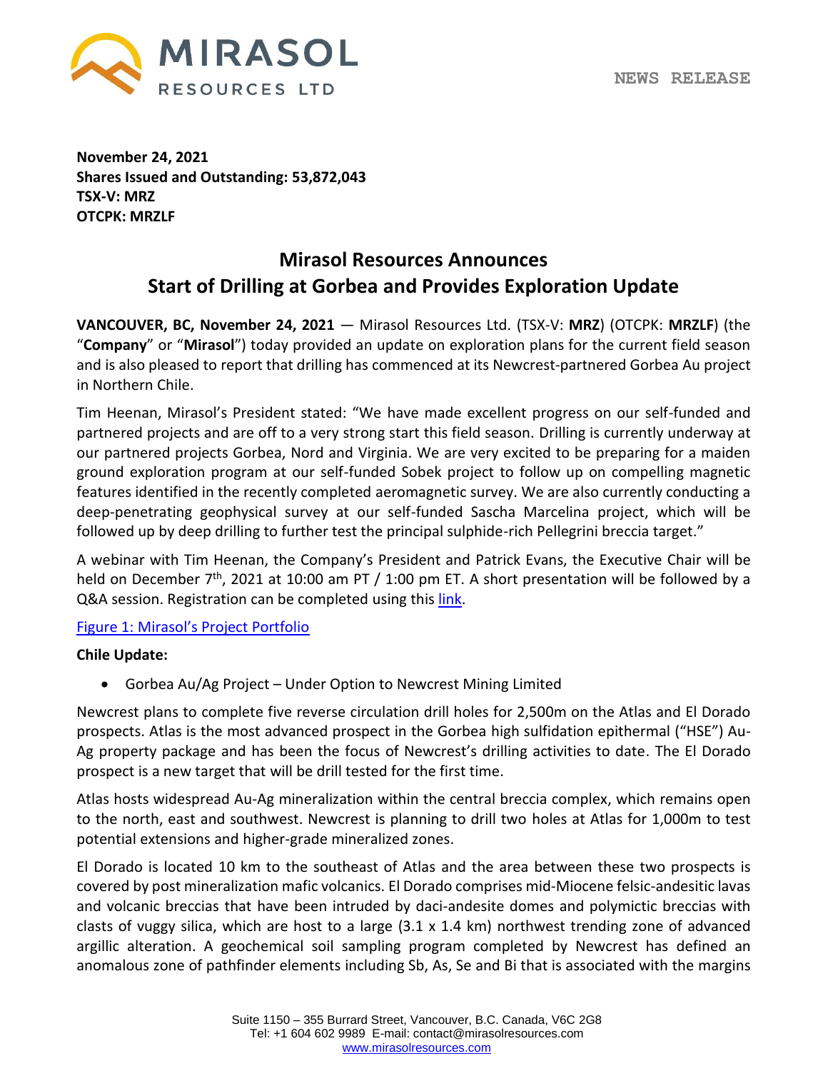**NEWS RELEASE**

**November 24, 2021**
**Shares Issued and Outstanding: 53,872,043**
**TSX-V: MRZ**
**OTCPK: MRZLF**

# Mirasol Resources Announces Start of Drilling at Gorbea and Provides Exploration Update

**VANCOUVER, BC, November 24, 2021** — Mirasol Resources Ltd. (TSX-V: **MRZ**) (OTCPK: **MRZLF**) (the "**Company**" or "**Mirasol**") today provided an update on exploration plans for the current field season and is also pleased to report that drilling has commenced at its Newcrest-partnered Gorbea Au project in Northern Chile.

Tim Heenan, Mirasol's President stated: "We have made excellent progress on our self-funded and partnered projects and are off to a very strong start this field season. Drilling is currently underway at our partnered projects Gorbea, Nord and Virginia. We are very excited to be preparing for a maiden ground exploration program at our self-funded Sobek project to follow up on compelling magnetic features identified in the recently completed aeromagnetic survey. We are also currently conducting a deep-penetrating geophysical survey at our self-funded Sascha Marcelina project, which will be followed up by deep drilling to further test the principal sulphide-rich Pellegrini breccia target."

A webinar with Tim Heenan, the Company's President and Patrick Evans, the Executive Chair will be held on December 7th, 2021 at 10:00 am PT / 1:00 pm ET. A short presentation will be followed by a Q&A session. Registration can be completed using this link.

Figure 1: Mirasol's Project Portfolio

**Chile Update:**

- Gorbea Au/Ag Project – Under Option to Newcrest Mining Limited

Newcrest plans to complete five reverse circulation drill holes for 2,500m on the Atlas and El Dorado prospects. Atlas is the most advanced prospect in the Gorbea high sulfidation epithermal ("HSE") Au-Ag property package and has been the focus of Newcrest's drilling activities to date. The El Dorado prospect is a new target that will be drill tested for the first time.

Atlas hosts widespread Au-Ag mineralization within the central breccia complex, which remains open to the north, east and southwest. Newcrest is planning to drill two holes at Atlas for 1,000m to test potential extensions and higher-grade mineralized zones.

El Dorado is located 10 km to the southeast of Atlas and the area between these two prospects is covered by post mineralization mafic volcanics. El Dorado comprises mid-Miocene felsic-andesitic lavas and volcanic breccias that have been intruded by daci-andesite domes and polymictic breccias with clasts of vuggy silica, which are host to a large (3.1 x 1.4 km) northwest trending zone of advanced argillic alteration. A geochemical soil sampling program completed by Newcrest has defined an anomalous zone of pathfinder elements including Sb, As, Se and Bi that is associated with the margins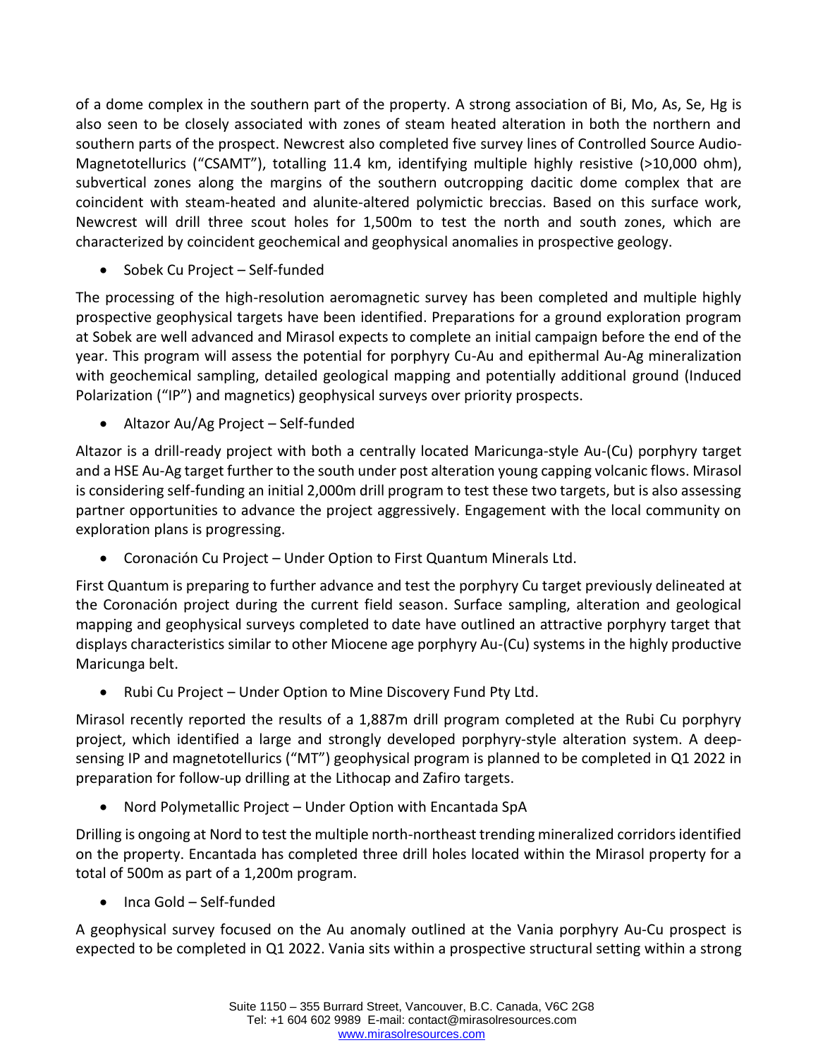of a dome complex in the southern part of the property. A strong association of Bi, Mo, As, Se, Hg is also seen to be closely associated with zones of steam heated alteration in both the northern and southern parts of the prospect. Newcrest also completed five survey lines of Controlled Source Audio-Magnetotellurics ("CSAMT"), totalling 11.4 km, identifying multiple highly resistive (>10,000 ohm), subvertical zones along the margins of the southern outcropping dacitic dome complex that are coincident with steam-heated and alunite-altered polymictic breccias. Based on this surface work, Newcrest will drill three scout holes for 1,500m to test the north and south zones, which are characterized by coincident geochemical and geophysical anomalies in prospective geology.

- Sobek Cu Project – Self-funded

The processing of the high-resolution aeromagnetic survey has been completed and multiple highly prospective geophysical targets have been identified. Preparations for a ground exploration program at Sobek are well advanced and Mirasol expects to complete an initial campaign before the end of the year. This program will assess the potential for porphyry Cu-Au and epithermal Au-Ag mineralization with geochemical sampling, detailed geological mapping and potentially additional ground (Induced Polarization ("IP") and magnetics) geophysical surveys over priority prospects.

- Altazor Au/Ag Project – Self-funded

Altazor is a drill-ready project with both a centrally located Maricunga-style Au-(Cu) porphyry target and a HSE Au-Ag target further to the south under post alteration young capping volcanic flows. Mirasol is considering self-funding an initial 2,000m drill program to test these two targets, but is also assessing partner opportunities to advance the project aggressively. Engagement with the local community on exploration plans is progressing.

- Coronación Cu Project – Under Option to First Quantum Minerals Ltd.

First Quantum is preparing to further advance and test the porphyry Cu target previously delineated at the Coronación project during the current field season. Surface sampling, alteration and geological mapping and geophysical surveys completed to date have outlined an attractive porphyry target that displays characteristics similar to other Miocene age porphyry Au-(Cu) systems in the highly productive Maricunga belt.

- Rubi Cu Project – Under Option to Mine Discovery Fund Pty Ltd.

Mirasol recently reported the results of a 1,887m drill program completed at the Rubi Cu porphyry project, which identified a large and strongly developed porphyry-style alteration system. A deep-sensing IP and magnetotellurics ("MT") geophysical program is planned to be completed in Q1 2022 in preparation for follow-up drilling at the Lithocap and Zafiro targets.

- Nord Polymetallic Project – Under Option with Encantada SpA

Drilling is ongoing at Nord to test the multiple north-northeast trending mineralized corridors identified on the property. Encantada has completed three drill holes located within the Mirasol property for a total of 500m as part of a 1,200m program.

- Inca Gold – Self-funded

A geophysical survey focused on the Au anomaly outlined at the Vania porphyry Au-Cu prospect is expected to be completed in Q1 2022. Vania sits within a prospective structural setting within a strong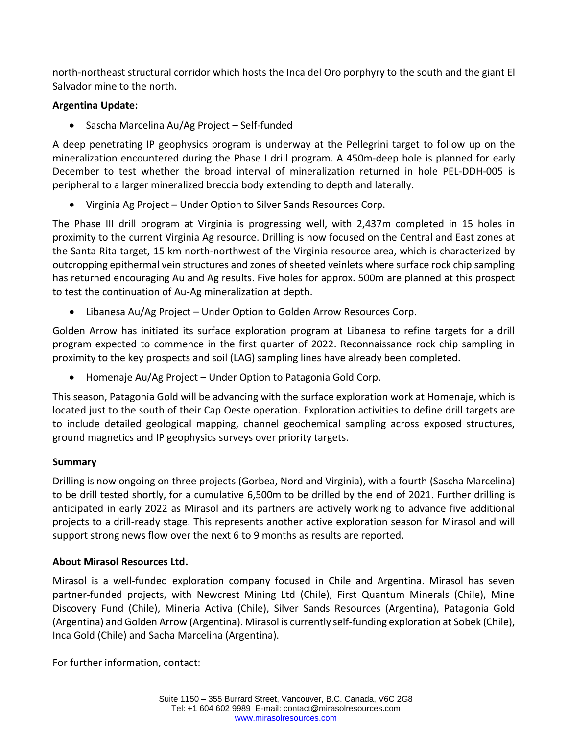north-northeast structural corridor which hosts the Inca del Oro porphyry to the south and the giant El Salvador mine to the north.

**Argentina Update:**

- Sascha Marcelina Au/Ag Project – Self-funded

A deep penetrating IP geophysics program is underway at the Pellegrini target to follow up on the mineralization encountered during the Phase I drill program. A 450m-deep hole is planned for early December to test whether the broad interval of mineralization returned in hole PEL-DDH-005 is peripheral to a larger mineralized breccia body extending to depth and laterally.

- Virginia Ag Project – Under Option to Silver Sands Resources Corp.

The Phase III drill program at Virginia is progressing well, with 2,437m completed in 15 holes in proximity to the current Virginia Ag resource. Drilling is now focused on the Central and East zones at the Santa Rita target, 15 km north-northwest of the Virginia resource area, which is characterized by outcropping epithermal vein structures and zones of sheeted veinlets where surface rock chip sampling has returned encouraging Au and Ag results. Five holes for approx. 500m are planned at this prospect to test the continuation of Au-Ag mineralization at depth.

- Libanesa Au/Ag Project – Under Option to Golden Arrow Resources Corp.

Golden Arrow has initiated its surface exploration program at Libanesa to refine targets for a drill program expected to commence in the first quarter of 2022. Reconnaissance rock chip sampling in proximity to the key prospects and soil (LAG) sampling lines have already been completed.

- Homenaje Au/Ag Project – Under Option to Patagonia Gold Corp.

This season, Patagonia Gold will be advancing with the surface exploration work at Homenaje, which is located just to the south of their Cap Oeste operation. Exploration activities to define drill targets are to include detailed geological mapping, channel geochemical sampling across exposed structures, ground magnetics and IP geophysics surveys over priority targets.

**Summary**

Drilling is now ongoing on three projects (Gorbea, Nord and Virginia), with a fourth (Sascha Marcelina) to be drill tested shortly, for a cumulative 6,500m to be drilled by the end of 2021. Further drilling is anticipated in early 2022 as Mirasol and its partners are actively working to advance five additional projects to a drill-ready stage. This represents another active exploration season for Mirasol and will support strong news flow over the next 6 to 9 months as results are reported.

**About Mirasol Resources Ltd.**

Mirasol is a well-funded exploration company focused in Chile and Argentina. Mirasol has seven partner-funded projects, with Newcrest Mining Ltd (Chile), First Quantum Minerals (Chile), Mine Discovery Fund (Chile), Mineria Activa (Chile), Silver Sands Resources (Argentina), Patagonia Gold (Argentina) and Golden Arrow (Argentina). Mirasol is currently self-funding exploration at Sobek (Chile), Inca Gold (Chile) and Sacha Marcelina (Argentina).

For further information, contact: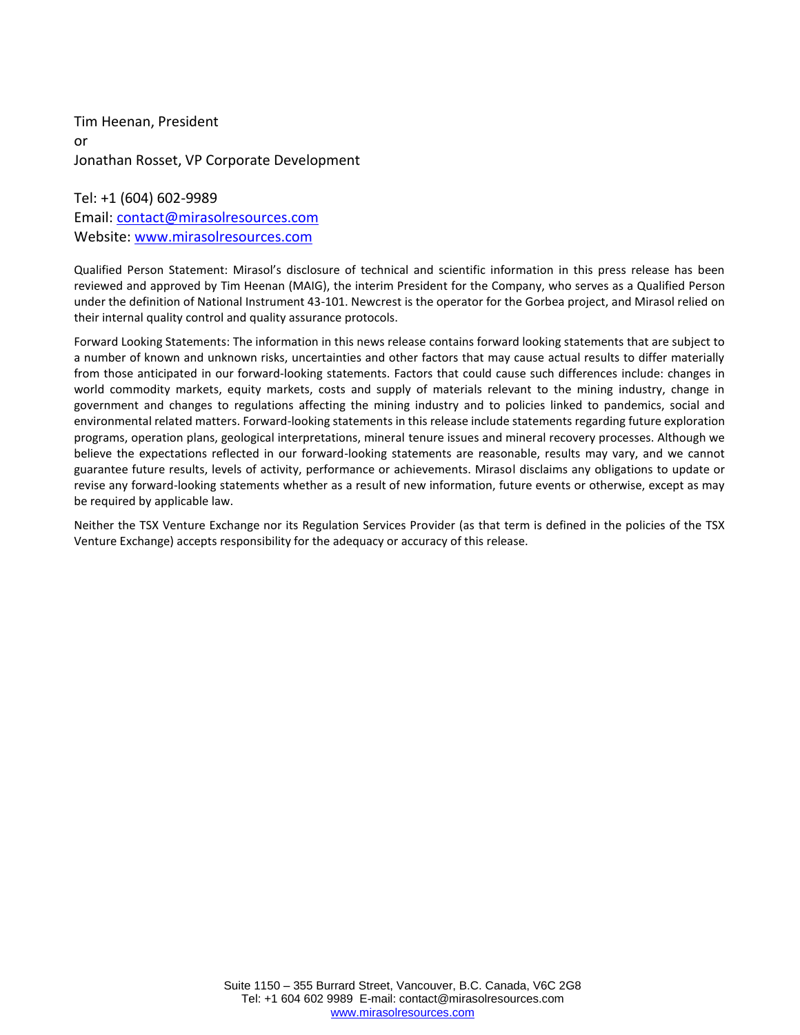Tim Heenan, President
or
Jonathan Rosset, VP Corporate Development

Tel: +1 (604) 602-9989
Email: contact@mirasolresources.com
Website: www.mirasolresources.com

Qualified Person Statement: Mirasol's disclosure of technical and scientific information in this press release has been reviewed and approved by Tim Heenan (MAIG), the interim President for the Company, who serves as a Qualified Person under the definition of National Instrument 43-101. Newcrest is the operator for the Gorbea project, and Mirasol relied on their internal quality control and quality assurance protocols.

Forward Looking Statements: The information in this news release contains forward looking statements that are subject to a number of known and unknown risks, uncertainties and other factors that may cause actual results to differ materially from those anticipated in our forward-looking statements. Factors that could cause such differences include: changes in world commodity markets, equity markets, costs and supply of materials relevant to the mining industry, change in government and changes to regulations affecting the mining industry and to policies linked to pandemics, social and environmental related matters. Forward-looking statements in this release include statements regarding future exploration programs, operation plans, geological interpretations, mineral tenure issues and mineral recovery processes. Although we believe the expectations reflected in our forward-looking statements are reasonable, results may vary, and we cannot guarantee future results, levels of activity, performance or achievements. Mirasol disclaims any obligations to update or revise any forward-looking statements whether as a result of new information, future events or otherwise, except as may be required by applicable law.

Neither the TSX Venture Exchange nor its Regulation Services Provider (as that term is defined in the policies of the TSX Venture Exchange) accepts responsibility for the adequacy or accuracy of this release.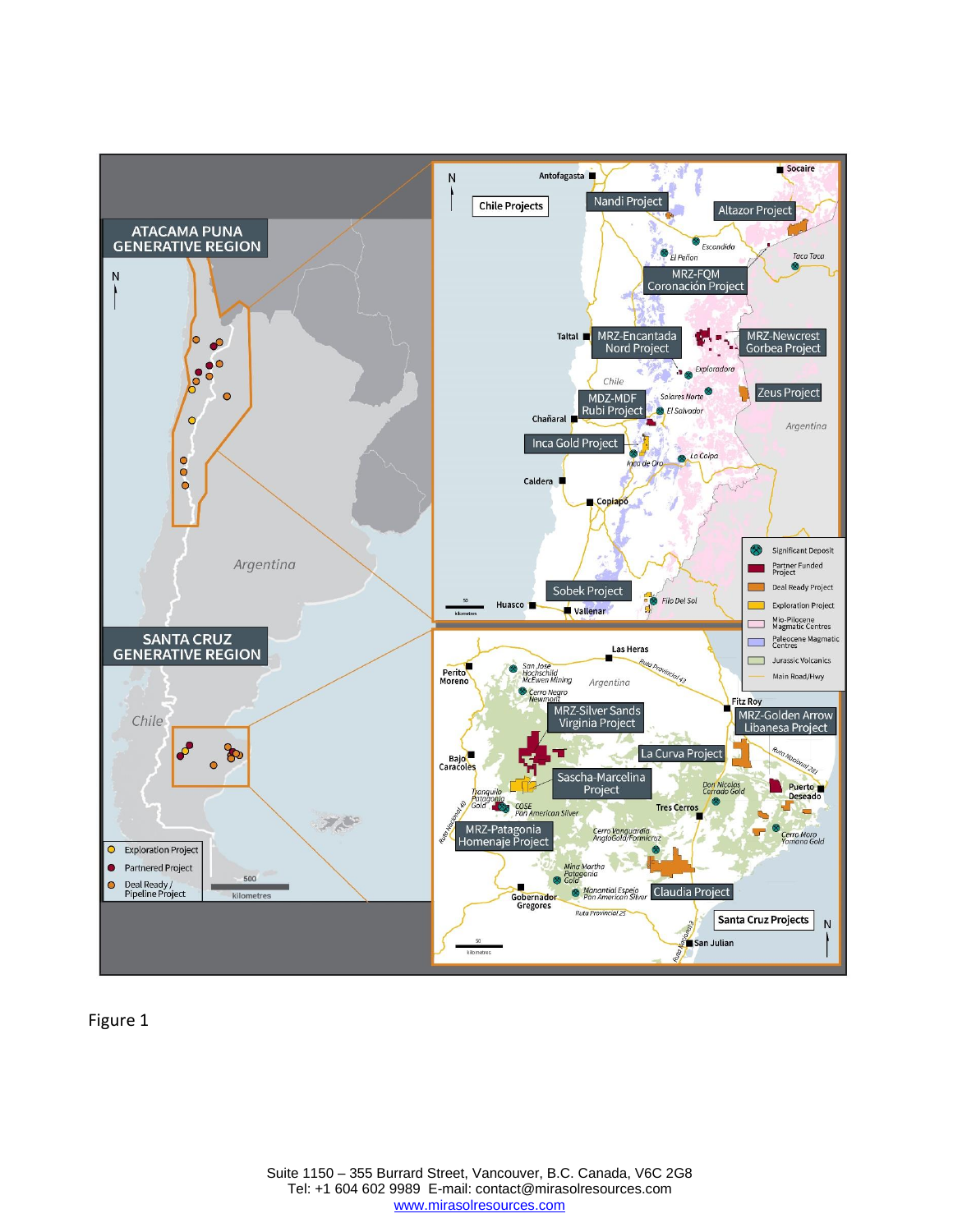ATACAMA PUNA GENERATIVE REGION

SANTA CRUZ GENERATIVE REGION

Argentina

Chile

Exploration Project

Partnered Project

Deal Ready / Pipeline Project

500 kilometres

Chile Projects

Antofagasta

Socaire

Nandi Project

Altazor Project

Escondida

El Peñon

Taca Taca

MRZ-FQM Coronación Project

Taltal

MRZ-Encantada Nord Project

MRZ-Newcrest Gorbea Project

Exploradora

Chile

Zeus Project

MDZ-MDF Rubi Project

Solares Norte

El Salvador

Argentina

Chañaral

Inca Gold Project

Inca de Oro

La Coipa

Caldera

Copiapo

Sobek Project

Huasco

Vallenar

Filo Del Sol

50 kilometres

Significant Deposit

Partner Funded Project

Deal Ready Project

Exploration Project

Mio-Pliocene Magmatic Centres

Paleocene Magmatic Centres

Jurassic Volcanics

Main Road/Hwy

Las Heras

Perito Moreno

San Jose Hochschild McEwen Mining

Argentina

Ruta Provincial 43

Cerro Negro Newmont

MRZ-Silver Sands Virginia Project

Fitz Roy

MRZ-Golden Arrow Libanesa Project

Bajo Caracoles

La Curva Project

Ruta Nacional 281

Sascha-Marcelina Project

Tranquilo Patagonia Gold

COSE Pan American Silver

Don Nicolas Cerrado Gold

Puerto Deseado

Tres Cerros

Ruta Nacional 40

MRZ-Patagonia Homenaje Project

Cerro Vanguardia AngloGold/Fomicruz

Cerro Moro Yamana Gold

Mina Martha Patagonia Gold

Gobernador Gregores

Manantial Espejo Pan American Silver

Claudia Project

Ruta Provincial 25

Ruta Nacional 3

Santa Cruz Projects

San Julian

50 kilometres

Figure 1